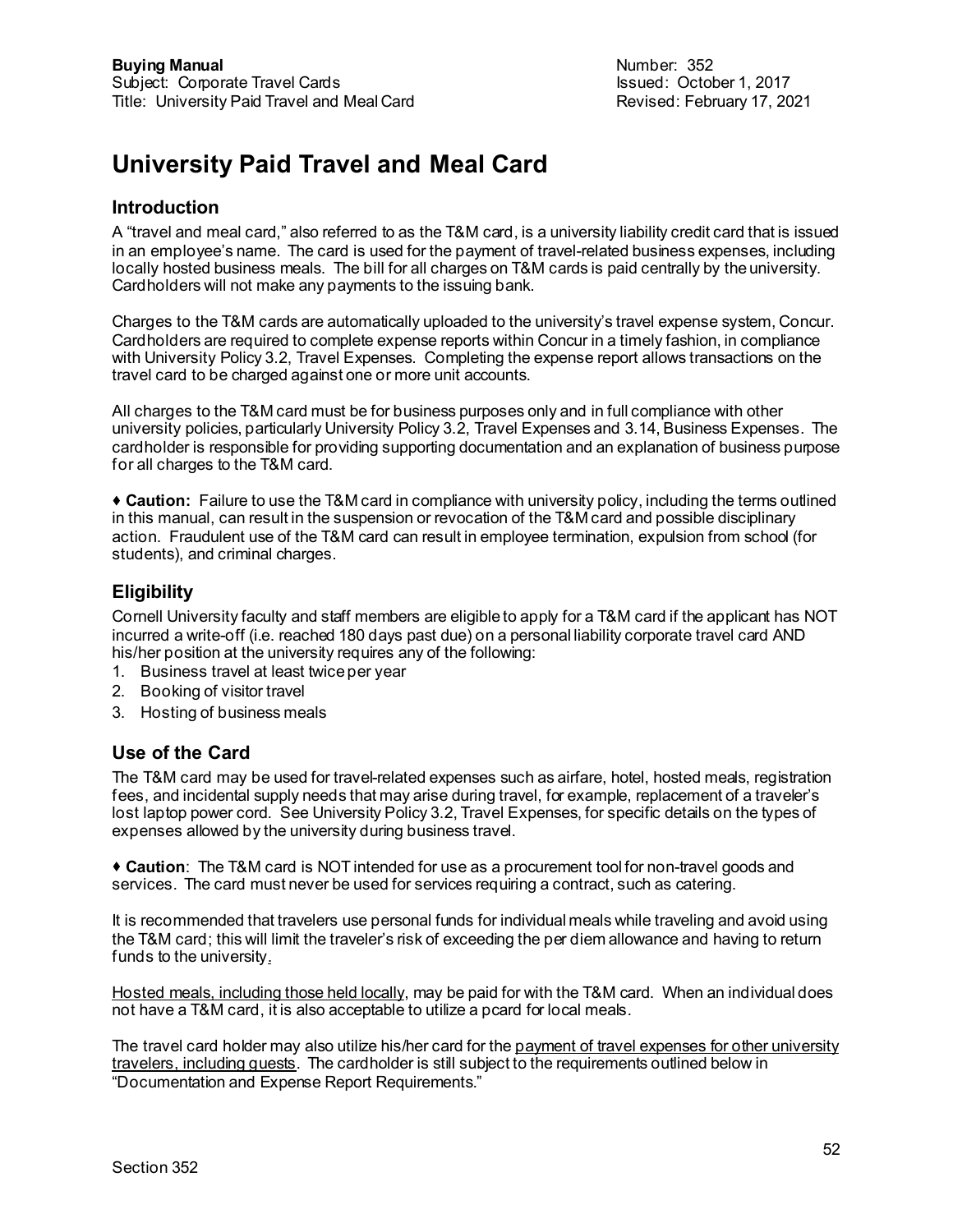**Buying Manual**
Subject: Corporate Travel Cards
Title: University Paid Travel and Meal Card

Number: 352
Issued: October 1, 2017
Revised: February 17, 2021

# University Paid Travel and Meal Card

## Introduction

A "travel and meal card," also referred to as the T&M card, is a university liability credit card that is issued in an employee's name. The card is used for the payment of travel-related business expenses, including locally hosted business meals. The bill for all charges on T&M cards is paid centrally by the university. Cardholders will not make any payments to the issuing bank.

Charges to the T&M cards are automatically uploaded to the university's travel expense system, Concur. Cardholders are required to complete expense reports within Concur in a timely fashion, in compliance with University Policy 3.2, Travel Expenses. Completing the expense report allows transactions on the travel card to be charged against one or more unit accounts.

All charges to the T&M card must be for business purposes only and in full compliance with other university policies, particularly University Policy 3.2, Travel Expenses and 3.14, Business Expenses. The cardholder is responsible for providing supporting documentation and an explanation of business purpose for all charges to the T&M card.

♦ **Caution:** Failure to use the T&M card in compliance with university policy, including the terms outlined in this manual, can result in the suspension or revocation of the T&M card and possible disciplinary action. Fraudulent use of the T&M card can result in employee termination, expulsion from school (for students), and criminal charges.

## Eligibility

Cornell University faculty and staff members are eligible to apply for a T&M card if the applicant has NOT incurred a write-off (i.e. reached 180 days past due) on a personal liability corporate travel card AND his/her position at the university requires any of the following:

1. Business travel at least twice per year
2. Booking of visitor travel
3. Hosting of business meals

## Use of the Card

The T&M card may be used for travel-related expenses such as airfare, hotel, hosted meals, registration fees, and incidental supply needs that may arise during travel, for example, replacement of a traveler's lost laptop power cord. See University Policy 3.2, Travel Expenses, for specific details on the types of expenses allowed by the university during business travel.

♦ **Caution**: The T&M card is NOT intended for use as a procurement tool for non-travel goods and services. The card must never be used for services requiring a contract, such as catering.

It is recommended that travelers use personal funds for individual meals while traveling and avoid using the T&M card; this will limit the traveler's risk of exceeding the per diem allowance and having to return funds to the university.

Hosted meals, including those held locally, may be paid for with the T&M card. When an individual does not have a T&M card, it is also acceptable to utilize a pcard for local meals.

The travel card holder may also utilize his/her card for the payment of travel expenses for other university travelers, including guests. The cardholder is still subject to the requirements outlined below in "Documentation and Expense Report Requirements."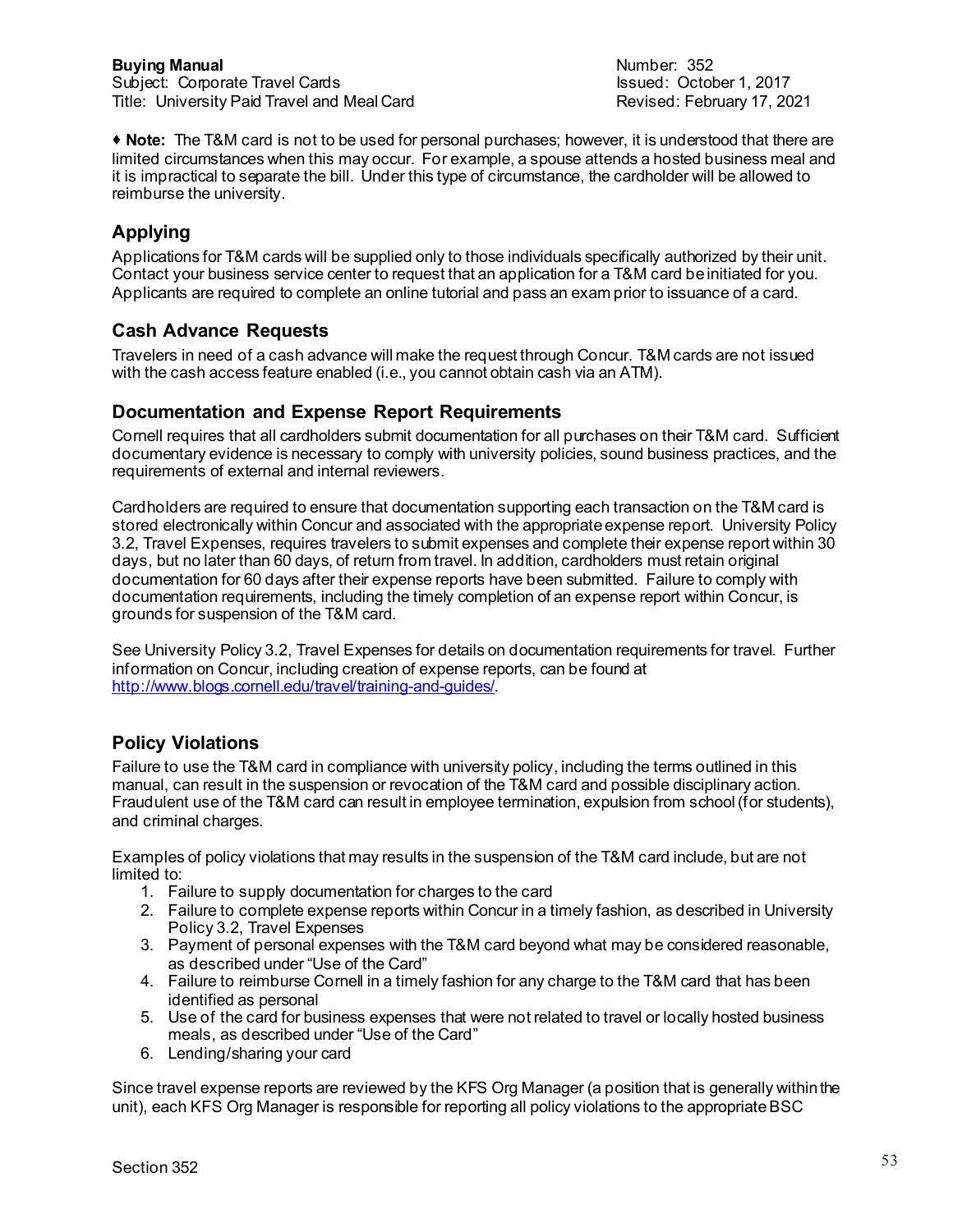♦ **Note:** The T&M card is not to be used for personal purchases; however, it is understood that there are limited circumstances when this may occur. For example, a spouse attends a hosted business meal and it is impractical to separate the bill. Under this type of circumstance, the cardholder will be allowed to reimburse the university.

## Applying

Applications for T&M cards will be supplied only to those individuals specifically authorized by their unit. Contact your business service center to request that an application for a T&M card be initiated for you. Applicants are required to complete an online tutorial and pass an exam prior to issuance of a card.

## Cash Advance Requests

Travelers in need of a cash advance will make the request through Concur. T&M cards are not issued with the cash access feature enabled (i.e., you cannot obtain cash via an ATM).

## Documentation and Expense Report Requirements

Cornell requires that all cardholders submit documentation for all purchases on their T&M card. Sufficient documentary evidence is necessary to comply with university policies, sound business practices, and the requirements of external and internal reviewers.

Cardholders are required to ensure that documentation supporting each transaction on the T&M card is stored electronically within Concur and associated with the appropriate expense report. University Policy 3.2, Travel Expenses, requires travelers to submit expenses and complete their expense report within 30 days, but no later than 60 days, of return from travel. In addition, cardholders must retain original documentation for 60 days after their expense reports have been submitted. Failure to comply with documentation requirements, including the timely completion of an expense report within Concur, is grounds for suspension of the T&M card.

See University Policy 3.2, Travel Expenses for details on documentation requirements for travel. Further information on Concur, including creation of expense reports, can be found at [http://www.blogs.cornell.edu/travel/training-and-guides/](http://www.blogs.cornell.edu/travel/training-and-guides/).

## Policy Violations

Failure to use the T&M card in compliance with university policy, including the terms outlined in this manual, can result in the suspension or revocation of the T&M card and possible disciplinary action. Fraudulent use of the T&M card can result in employee termination, expulsion from school (for students), and criminal charges.

Examples of policy violations that may results in the suspension of the T&M card include, but are not limited to:

1. Failure to supply documentation for charges to the card
2. Failure to complete expense reports within Concur in a timely fashion, as described in University Policy 3.2, Travel Expenses
3. Payment of personal expenses with the T&M card beyond what may be considered reasonable, as described under "Use of the Card"
4. Failure to reimburse Cornell in a timely fashion for any charge to the T&M card that has been identified as personal
5. Use of the card for business expenses that were not related to travel or locally hosted business meals, as described under "Use of the Card"
6. Lending/sharing your card

Since travel expense reports are reviewed by the KFS Org Manager (a position that is generally within the unit), each KFS Org Manager is responsible for reporting all policy violations to the appropriate BSC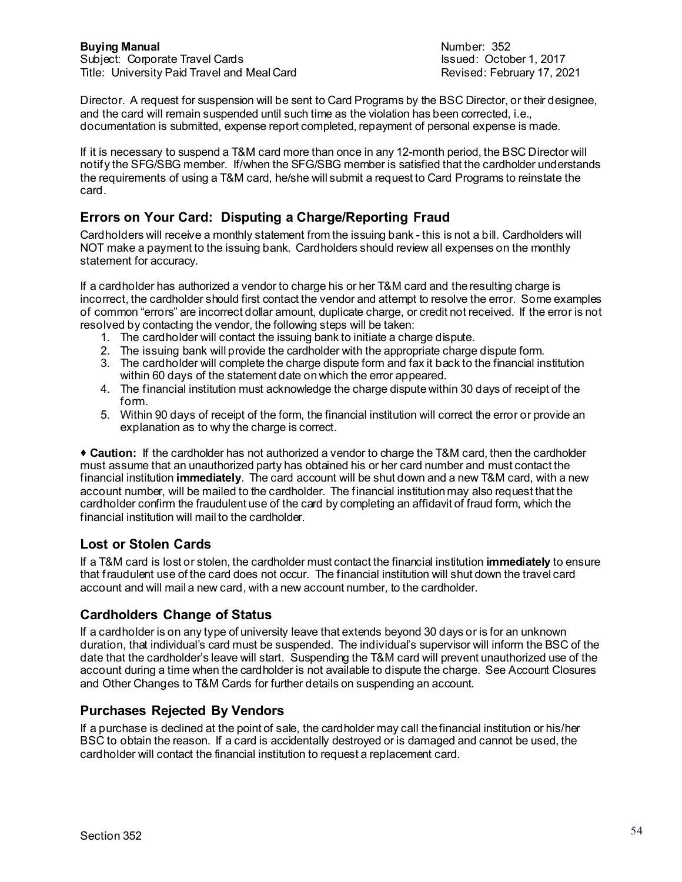Director. A request for suspension will be sent to Card Programs by the BSC Director, or their designee, and the card will remain suspended until such time as the violation has been corrected, i.e., documentation is submitted, expense report completed, repayment of personal expense is made.

If it is necessary to suspend a T&M card more than once in any 12-month period, the BSC Director will notify the SFG/SBG member. If/when the SFG/SBG member is satisfied that the cardholder understands the requirements of using a T&M card, he/she will submit a request to Card Programs to reinstate the card.

## Errors on Your Card: Disputing a Charge/Reporting Fraud

Cardholders will receive a monthly statement from the issuing bank - this is not a bill. Cardholders will NOT make a payment to the issuing bank. Cardholders should review all expenses on the monthly statement for accuracy.

If a cardholder has authorized a vendor to charge his or her T&M card and the resulting charge is incorrect, the cardholder should first contact the vendor and attempt to resolve the error. Some examples of common "errors" are incorrect dollar amount, duplicate charge, or credit not received. If the error is not resolved by contacting the vendor, the following steps will be taken:

1. The cardholder will contact the issuing bank to initiate a charge dispute.
2. The issuing bank will provide the cardholder with the appropriate charge dispute form.
3. The cardholder will complete the charge dispute form and fax it back to the financial institution within 60 days of the statement date on which the error appeared.
4. The financial institution must acknowledge the charge dispute within 30 days of receipt of the form.
5. Within 90 days of receipt of the form, the financial institution will correct the error or provide an explanation as to why the charge is correct.

♦ **Caution:** If the cardholder has not authorized a vendor to charge the T&M card, then the cardholder must assume that an unauthorized party has obtained his or her card number and must contact the financial institution **immediately**. The card account will be shut down and a new T&M card, with a new account number, will be mailed to the cardholder. The financial institution may also request that the cardholder confirm the fraudulent use of the card by completing an affidavit of fraud form, which the financial institution will mail to the cardholder.

## Lost or Stolen Cards

If a T&M card is lost or stolen, the cardholder must contact the financial institution **immediately** to ensure that fraudulent use of the card does not occur. The financial institution will shut down the travel card account and will mail a new card, with a new account number, to the cardholder.

## Cardholders Change of Status

If a cardholder is on any type of university leave that extends beyond 30 days or is for an unknown duration, that individual's card must be suspended. The individual's supervisor will inform the BSC of the date that the cardholder's leave will start. Suspending the T&M card will prevent unauthorized use of the account during a time when the cardholder is not available to dispute the charge. See Account Closures and Other Changes to T&M Cards for further details on suspending an account.

## Purchases Rejected By Vendors

If a purchase is declined at the point of sale, the cardholder may call the financial institution or his/her BSC to obtain the reason. If a card is accidentally destroyed or is damaged and cannot be used, the cardholder will contact the financial institution to request a replacement card.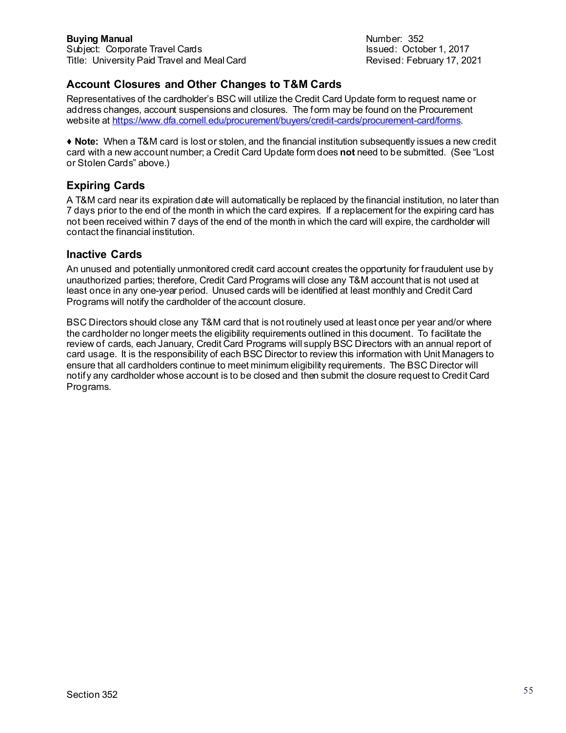## Account Closures and Other Changes to T&M Cards

Representatives of the cardholder's BSC will utilize the Credit Card Update form to request name or address changes, account suspensions and closures. The form may be found on the Procurement website at [https://www.dfa.cornell.edu/procurement/buyers/credit-cards/procurement-card/forms](https://www.dfa.cornell.edu/procurement/buyers/credit-cards/procurement-card/forms).

♦ **Note:** When a T&M card is lost or stolen, and the financial institution subsequently issues a new credit card with a new account number; a Credit Card Update form does **not** need to be submitted. (See "Lost or Stolen Cards" above.)

## Expiring Cards

A T&M card near its expiration date will automatically be replaced by the financial institution, no later than 7 days prior to the end of the month in which the card expires. If a replacement for the expiring card has not been received within 7 days of the end of the month in which the card will expire, the cardholder will contact the financial institution.

## Inactive Cards

An unused and potentially unmonitored credit card account creates the opportunity for fraudulent use by unauthorized parties; therefore, Credit Card Programs will close any T&M account that is not used at least once in any one-year period. Unused cards will be identified at least monthly and Credit Card Programs will notify the cardholder of the account closure.

BSC Directors should close any T&M card that is not routinely used at least once per year and/or where the cardholder no longer meets the eligibility requirements outlined in this document. To facilitate the review of cards, each January, Credit Card Programs will supply BSC Directors with an annual report of card usage. It is the responsibility of each BSC Director to review this information with Unit Managers to ensure that all cardholders continue to meet minimum eligibility requirements. The BSC Director will notify any cardholder whose account is to be closed and then submit the closure request to Credit Card Programs.